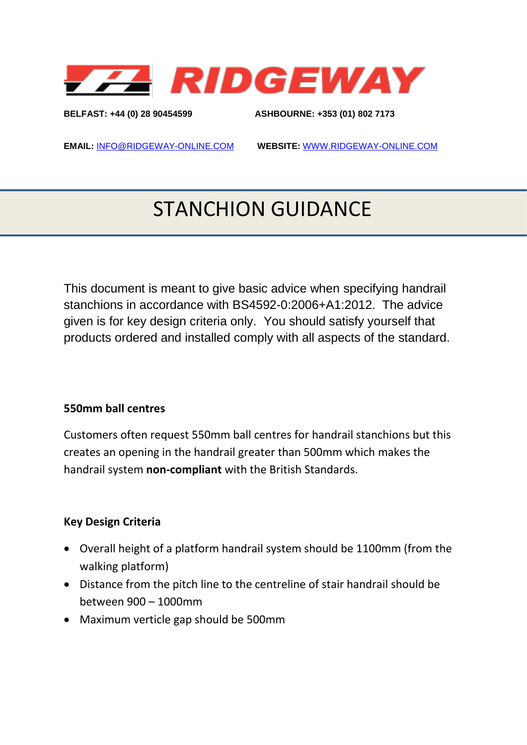RIDGEWAY

**BELFAST: +44 (0) 28 90454599** **ASHBOURNE: +353 (01) 802 7173**

**EMAIL:** INFO@RIDGEWAY-ONLINE.COM **WEBSITE:** WWW.RIDGEWAY-ONLINE.COM

# STANCHION GUIDANCE

This document is meant to give basic advice when specifying handrail stanchions in accordance with BS4592-0:2006+A1:2012. The advice given is for key design criteria only. You should satisfy yourself that products ordered and installed comply with all aspects of the standard.

### 550mm ball centres

Customers often request 550mm ball centres for handrail stanchions but this creates an opening in the handrail greater than 500mm which makes the handrail system **non-compliant** with the British Standards.

### Key Design Criteria

- Overall height of a platform handrail system should be 1100mm (from the walking platform)
- Distance from the pitch line to the centreline of stair handrail should be between 900 – 1000mm
- Maximum verticle gap should be 500mm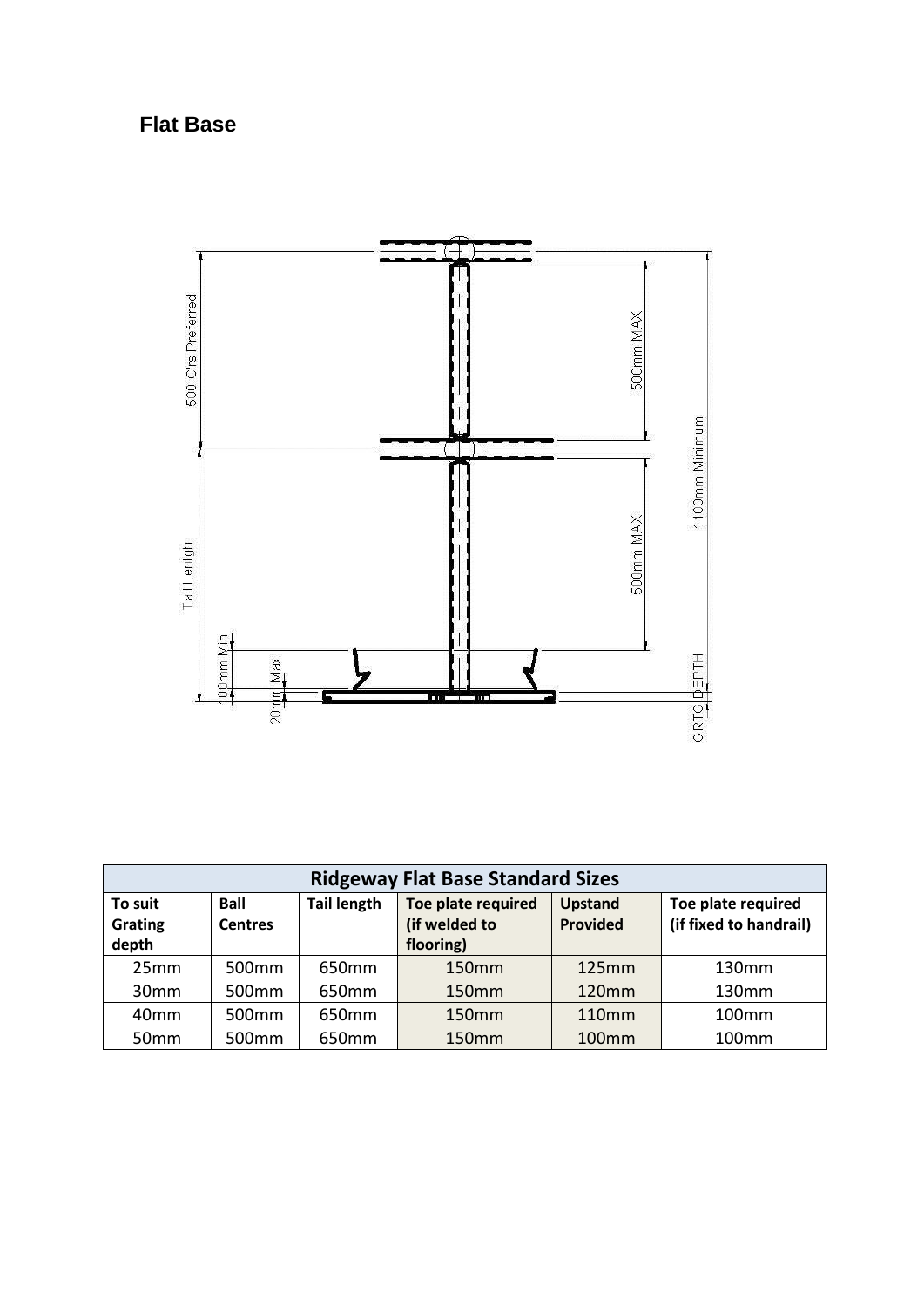## Flat Base

| Ridgeway Flat Base Standard Sizes | | | | | |
|---|---|---|---|---|---|
| **To suit Grating depth** | **Ball Centres** | **Tail length** | **Toe plate required (if welded to flooring)** | **Upstand Provided** | **Toe plate required (if fixed to handrail)** |
| 25mm | 500mm | 650mm | 150mm | 125mm | 130mm |
| 30mm | 500mm | 650mm | 150mm | 120mm | 130mm |
| 40mm | 500mm | 650mm | 150mm | 110mm | 100mm |
| 50mm | 500mm | 650mm | 150mm | 100mm | 100mm |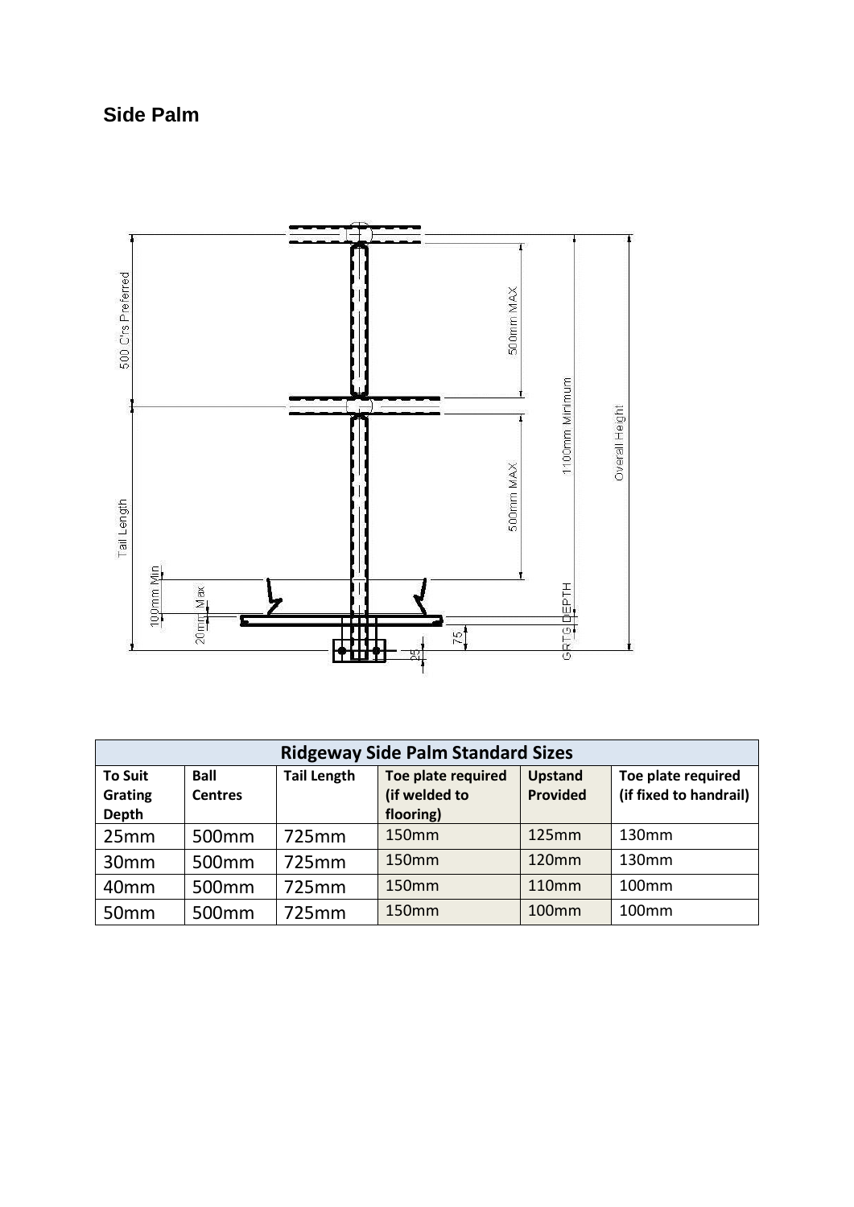## Side Palm

| Ridgeway Side Palm Standard Sizes | | | | | |
|---|---|---|---|---|---|
| **To Suit Grating Depth** | **Ball Centres** | **Tail Length** | **Toe plate required (if welded to flooring)** | **Upstand Provided** | **Toe plate required (if fixed to handrail)** |
| 25mm | 500mm | 725mm | 150mm | 125mm | 130mm |
| 30mm | 500mm | 725mm | 150mm | 120mm | 130mm |
| 40mm | 500mm | 725mm | 150mm | 110mm | 100mm |
| 50mm | 500mm | 725mm | 150mm | 100mm | 100mm |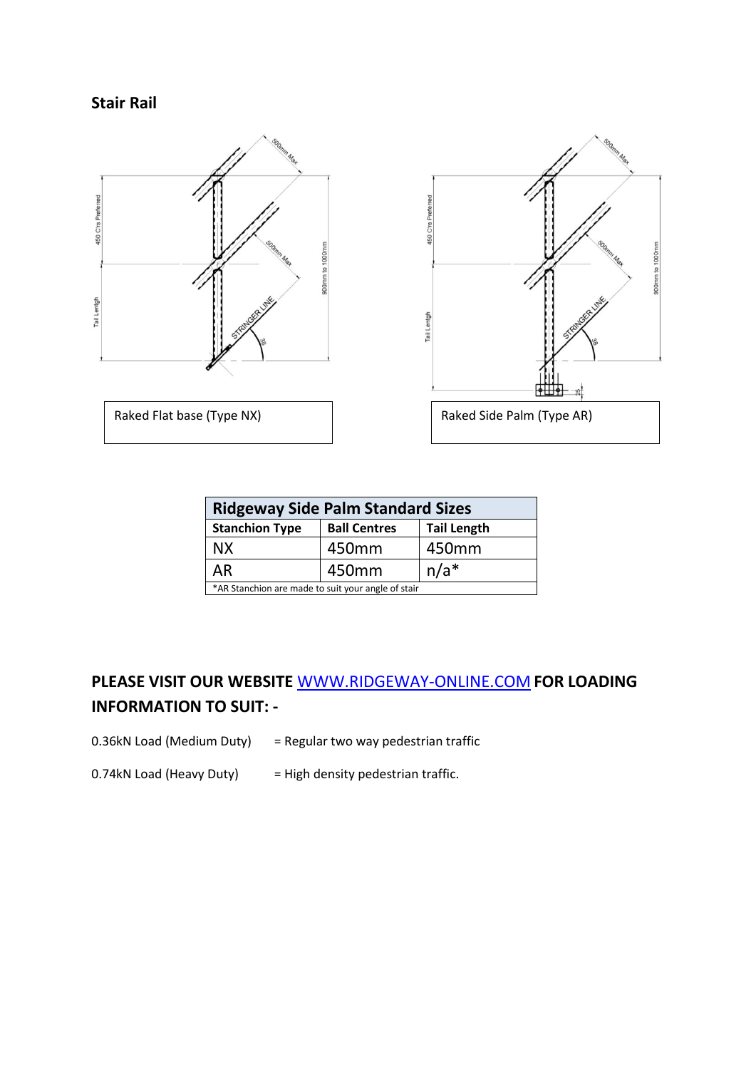## Stair Rail

500mm Max

450 C'rs Preferred

500mm Max

900mm to 1000mm

Tail Length

STRINGER LINE

38

Raked Flat base (Type NX)

500mm Max

450 C'rs Preferred

500mm Max

900mm to 1000mm

Tail Length

STRINGER LINE

38

25

Raked Side Palm (Type AR)

| Ridgeway Side Palm Standard Sizes | | |
|---|---|---|
| **Stanchion Type** | **Ball Centres** | **Tail Length** |
| NX | 450mm | 450mm |
| AR | 450mm | n/a* |
| *AR Stanchion are made to suit your angle of stair | | |

**PLEASE VISIT OUR WEBSITE [WWW.RIDGEWAY-ONLINE.COM](http://WWW.RIDGEWAY-ONLINE.COM) FOR LOADING INFORMATION TO SUIT: -**

0.36kN Load (Medium Duty) = Regular two way pedestrian traffic

0.74kN Load (Heavy Duty) = High density pedestrian traffic.